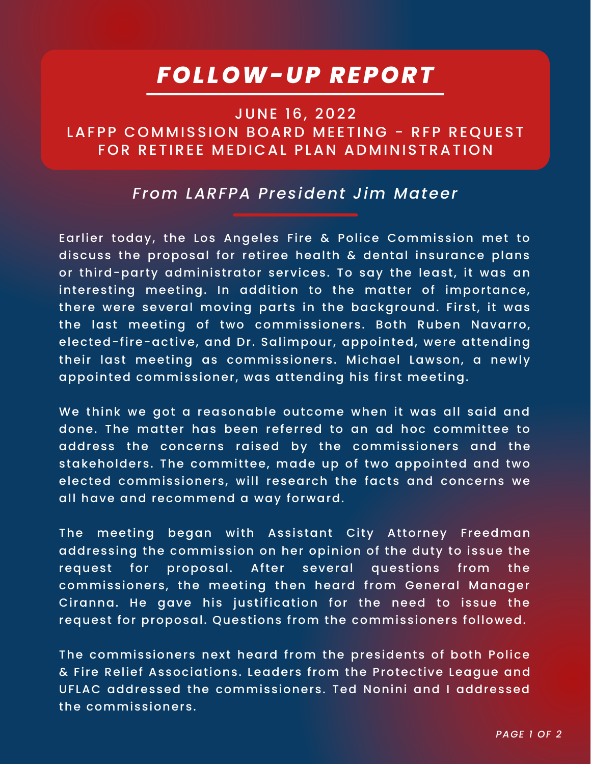# *FOLLOW-UP REPORT*

## JUNE 16, 2022
## LAFPP COMMISSION BOARD MEETING - RFP REQUEST FOR RETIREE MEDICAL PLAN ADMINISTRATION

### *From LARFPA President Jim Mateer*

Earlier today, the Los Angeles Fire & Police Commission met to discuss the proposal for retiree health & dental insurance plans or third-party administrator services. To say the least, it was an interesting meeting. In addition to the matter of importance, there were several moving parts in the background. First, it was the last meeting of two commissioners. Both Ruben Navarro, elected-fire-active, and Dr. Salimpour, appointed, were attending their last meeting as commissioners. Michael Lawson, a newly appointed commissioner, was attending his first meeting.

We think we got a reasonable outcome when it was all said and done. The matter has been referred to an ad hoc committee to address the concerns raised by the commissioners and the stakeholders. The committee, made up of two appointed and two elected commissioners, will research the facts and concerns we all have and recommend a way forward.

The meeting began with Assistant City Attorney Freedman addressing the commission on her opinion of the duty to issue the request for proposal. After several questions from the commissioners, the meeting then heard from General Manager Ciranna. He gave his justification for the need to issue the request for proposal. Questions from the commissioners followed.

The commissioners next heard from the presidents of both Police & Fire Relief Associations. Leaders from the Protective League and UFLAC addressed the commissioners. Ted Nonini and I addressed the commissioners.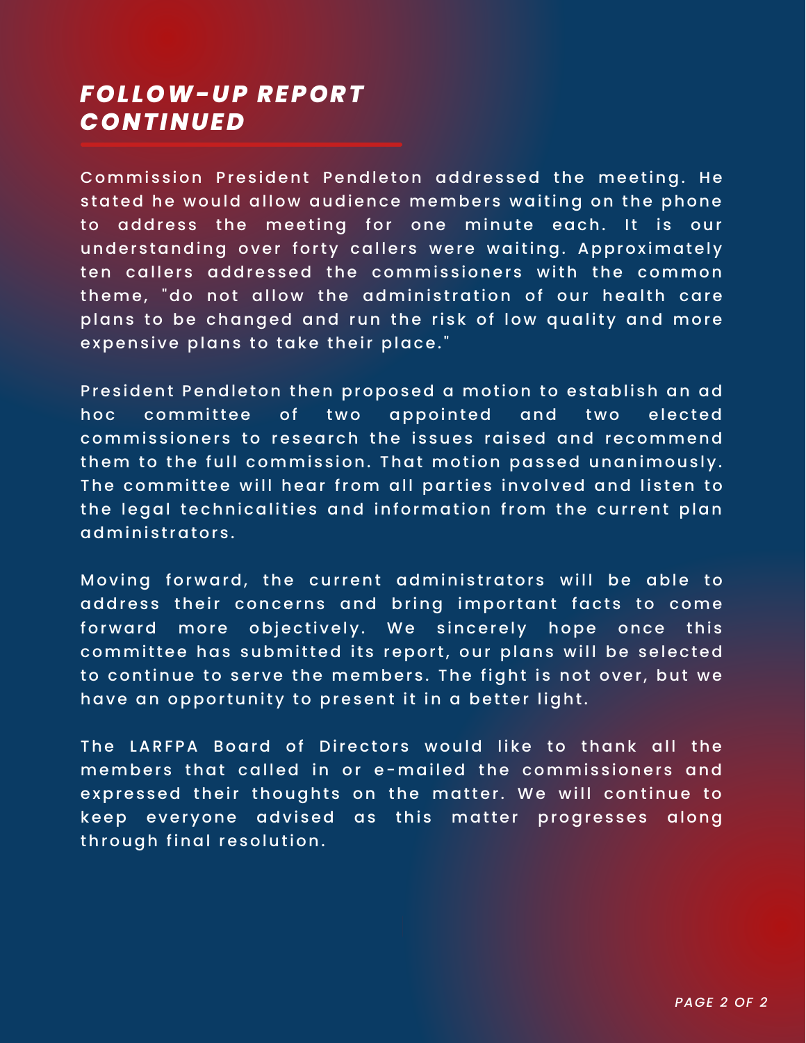## *FOLLOW-UP REPORT CONTINUED*

Commission President Pendleton addressed the meeting. He stated he would allow audience members waiting on the phone to address the meeting for one minute each. It is our understanding over forty callers were waiting. Approximately ten callers addressed the commissioners with the common theme, "do not allow the administration of our health care plans to be changed and run the risk of low quality and more expensive plans to take their place."

President Pendleton then proposed a motion to establish an ad hoc committee of two appointed and two elected commissioners to research the issues raised and recommend them to the full commission. That motion passed unanimously. The committee will hear from all parties involved and listen to the legal technicalities and information from the current plan administrators.

Moving forward, the current administrators will be able to address their concerns and bring important facts to come forward more objectively. We sincerely hope once this committee has submitted its report, our plans will be selected to continue to serve the members. The fight is not over, but we have an opportunity to present it in a better light.

The LARFPA Board of Directors would like to thank all the members that called in or e-mailed the commissioners and expressed their thoughts on the matter. We will continue to keep everyone advised as this matter progresses along through final resolution.